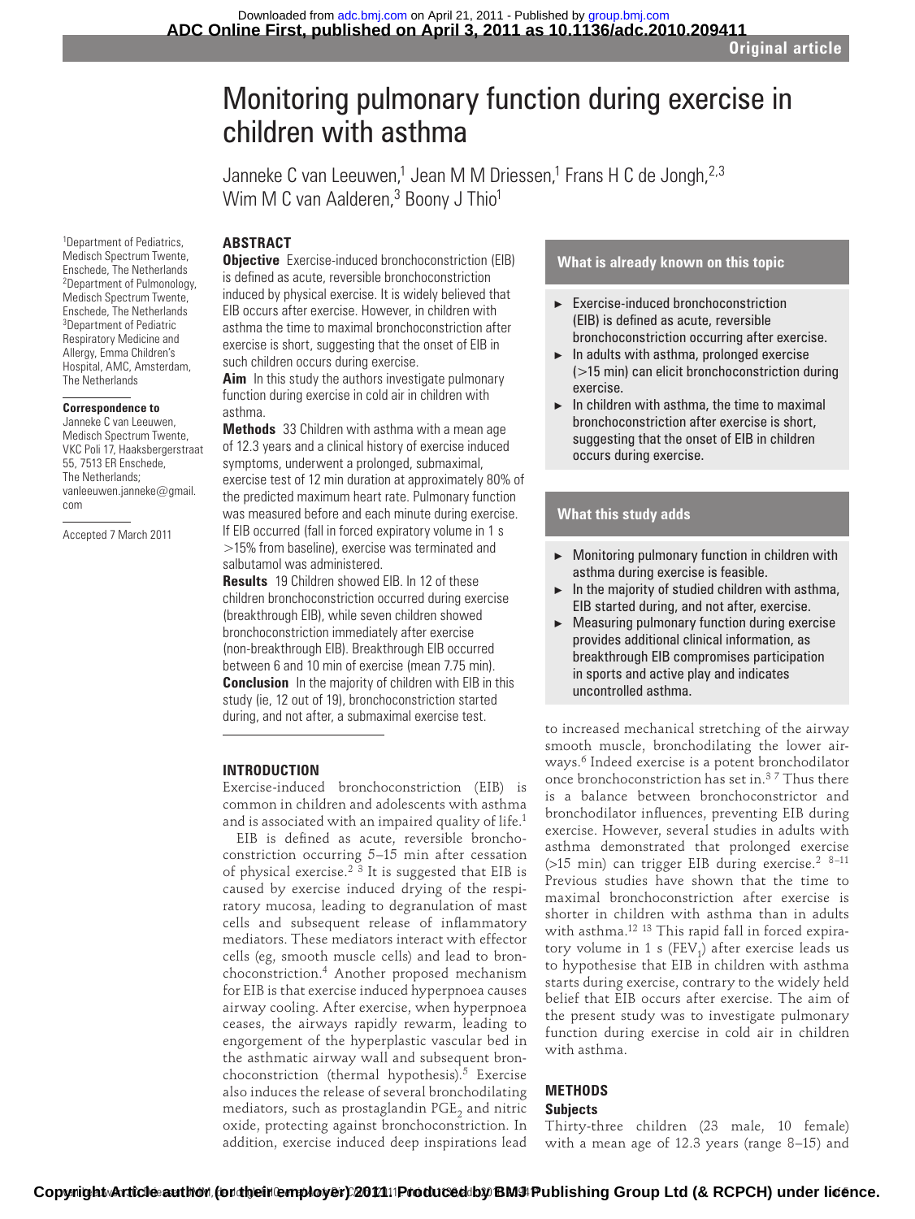# Monitoring pulmonary function during exercise in children with asthma

Janneke C van Leeuwen,[1] Jean M M Driessen,[1] Frans H C de Jongh,[2,3] Wim M C van Aalderen,[3] Boony J Thio[1]

[1]Department of Pediatrics, Medisch Spectrum Twente, Enschede, The Netherlands
[2]Department of Pulmonology, Medisch Spectrum Twente, Enschede, The Netherlands
[3]Department of Pediatric Respiratory Medicine and Allergy, Emma Children's Hospital, AMC, Amsterdam, The Netherlands

**Correspondence to**
Janneke C van Leeuwen, Medisch Spectrum Twente, VKC Poli 17, Haaksbergerstraat 55, 7513 ER Enschede, The Netherlands; vanleeuwen.janneke@gmail.com

Accepted 7 March 2011

## ABSTRACT

**Objective** Exercise-induced bronchoconstriction (EIB) is defined as acute, reversible bronchoconstriction induced by physical exercise. It is widely believed that EIB occurs after exercise. However, in children with asthma the time to maximal bronchoconstriction after exercise is short, suggesting that the onset of EIB in such children occurs during exercise.

**Aim** In this study the authors investigate pulmonary function during exercise in cold air in children with asthma.

**Methods** 33 Children with asthma with a mean age of 12.3 years and a clinical history of exercise induced symptoms, underwent a prolonged, submaximal, exercise test of 12 min duration at approximately 80% of the predicted maximum heart rate. Pulmonary function was measured before and each minute during exercise. If EIB occurred (fall in forced expiratory volume in 1 s >15% from baseline), exercise was terminated and salbutamol was administered.

**Results** 19 Children showed EIB. In 12 of these children bronchoconstriction occurred during exercise (breakthrough EIB), while seven children showed bronchoconstriction immediately after exercise (non-breakthrough EIB). Breakthrough EIB occurred between 6 and 10 min of exercise (mean 7.75 min).

**Conclusion** In the majority of children with EIB in this study (ie, 12 out of 19), bronchoconstriction started during, and not after, a submaximal exercise test.

### What is already known on this topic

- Exercise-induced bronchoconstriction (EIB) is defined as acute, reversible bronchoconstriction occurring after exercise.
- In adults with asthma, prolonged exercise (>15 min) can elicit bronchoconstriction during exercise.
- In children with asthma, the time to maximal bronchoconstriction after exercise is short, suggesting that the onset of EIB in children occurs during exercise.

### What this study adds

- Monitoring pulmonary function in children with asthma during exercise is feasible.
- In the majority of studied children with asthma, EIB started during, and not after, exercise.
- Measuring pulmonary function during exercise provides additional clinical information, as breakthrough EIB compromises participation in sports and active play and indicates uncontrolled asthma.

## INTRODUCTION

Exercise-induced bronchoconstriction (EIB) is common in children and adolescents with asthma and is associated with an impaired quality of life.[1]

EIB is defined as acute, reversible bronchoconstriction occurring 5–15 min after cessation of physical exercise.[2 3] It is suggested that EIB is caused by exercise induced drying of the respiratory mucosa, leading to degranulation of mast cells and subsequent release of inflammatory mediators. These mediators interact with effector cells (eg, smooth muscle cells) and lead to bronchoconstriction.[4] Another proposed mechanism for EIB is that exercise induced hyperpnoea causes airway cooling. After exercise, when hyperpnoea ceases, the airways rapidly rewarm, leading to engorgement of the hyperplastic vascular bed in the asthmatic airway wall and subsequent bronchoconstriction (thermal hypothesis).[5] Exercise also induces the release of several bronchodilating mediators, such as prostaglandin $PGE_2$ and nitric oxide, protecting against bronchoconstriction. In addition, exercise induced deep inspirations lead to increased mechanical stretching of the airway smooth muscle, bronchodilating the lower airways.[6] Indeed exercise is a potent bronchodilator once bronchoconstriction has set in.[3 7] Thus there is a balance between bronchoconstrictor and bronchodilator influences, preventing EIB during exercise. However, several studies in adults with asthma demonstrated that prolonged exercise (>15 min) can trigger EIB during exercise.[2 8–11] Previous studies have shown that the time to maximal bronchoconstriction after exercise is shorter in children with asthma than in adults with asthma.[12 13] This rapid fall in forced expiratory volume in 1 s ($FEV_1$) after exercise leads us to hypothesise that EIB in children with asthma starts during exercise, contrary to the widely held belief that EIB occurs after exercise. The aim of the present study was to investigate pulmonary function during exercise in cold air in children with asthma.

## METHODS

### Subjects

Thirty-three children (23 male, 10 female) with a mean age of 12.3 years (range 8–15) and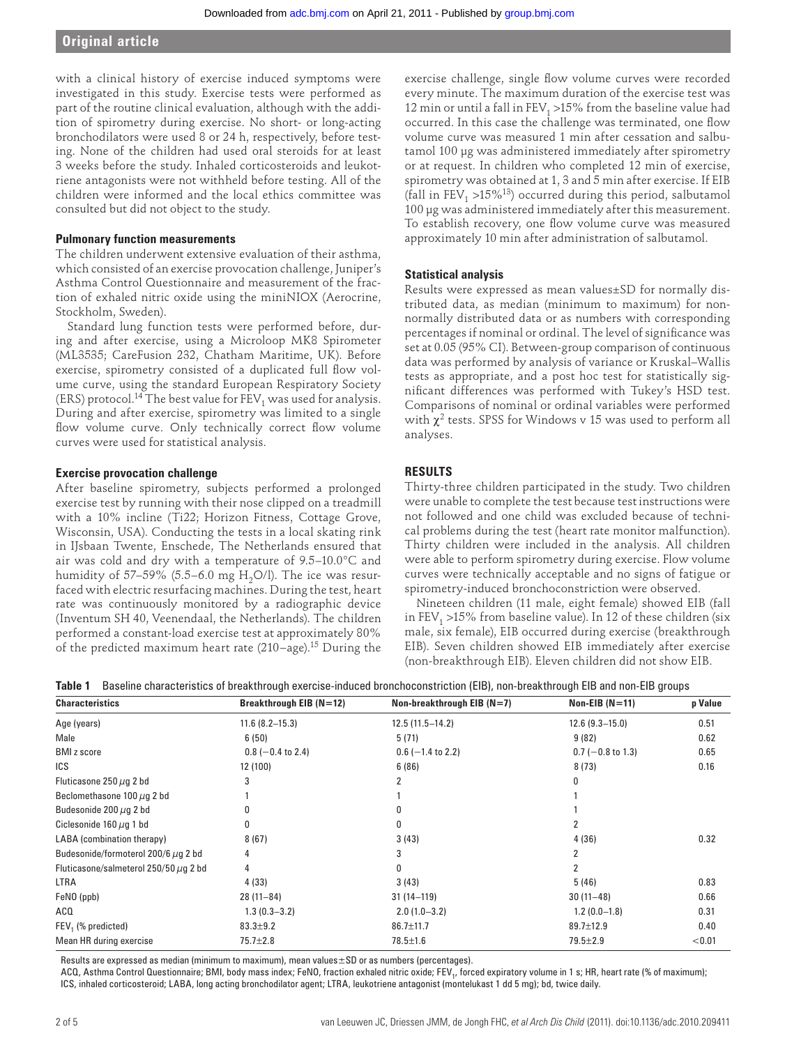with a clinical history of exercise induced symptoms were investigated in this study. Exercise tests were performed as part of the routine clinical evaluation, although with the addition of spirometry during exercise. No short- or long-acting bronchodilators were used 8 or 24 h, respectively, before testing. None of the children had used oral steroids for at least 3 weeks before the study. Inhaled corticosteroids and leukotriene antagonists were not withheld before testing. All of the children were informed and the local ethics committee was consulted but did not object to the study.

### Pulmonary function measurements

The children underwent extensive evaluation of their asthma, which consisted of an exercise provocation challenge, Juniper's Asthma Control Questionnaire and measurement of the fraction of exhaled nitric oxide using the miniNIOX (Aerocrine, Stockholm, Sweden).

Standard lung function tests were performed before, during and after exercise, using a Microloop MK8 Spirometer (ML3535; CareFusion 232, Chatham Maritime, UK). Before exercise, spirometry consisted of a duplicated full flow volume curve, using the standard European Respiratory Society (ERS) protocol.[14] The best value for $FEV_1$ was used for analysis. During and after exercise, spirometry was limited to a single flow volume curve. Only technically correct flow volume curves were used for statistical analysis.

### Exercise provocation challenge

After baseline spirometry, subjects performed a prolonged exercise test by running with their nose clipped on a treadmill with a 10% incline (Ti22; Horizon Fitness, Cottage Grove, Wisconsin, USA). Conducting the tests in a local skating rink in IJsbaan Twente, Enschede, The Netherlands ensured that air was cold and dry with a temperature of 9.5–10.0°C and humidity of 57–59% (5.5–6.0 mg $H_2O$/l). The ice was resurfaced with electric resurfacing machines. During the test, heart rate was continuously monitored by a radiographic device (Inventum SH 40, Veenendaal, the Netherlands). The children performed a constant-load exercise test at approximately 80% of the predicted maximum heart rate (210−age).[15] During the exercise challenge, single flow volume curves were recorded every minute. The maximum duration of the exercise test was 12 min or until a fall in $FEV_1$ >15% from the baseline value had occurred. In this case the challenge was terminated, one flow volume curve was measured 1 min after cessation and salbutamol 100 µg was administered immediately after spirometry or at request. In children who completed 12 min of exercise, spirometry was obtained at 1, 3 and 5 min after exercise. If EIB (fall in $FEV_1$ >15%[13]) occurred during this period, salbutamol 100 µg was administered immediately after this measurement. To establish recovery, one flow volume curve was measured approximately 10 min after administration of salbutamol.

### Statistical analysis

Results were expressed as mean values±SD for normally distributed data, as median (minimum to maximum) for non-normally distributed data or as numbers with corresponding percentages if nominal or ordinal. The level of significance was set at 0.05 (95% CI). Between-group comparison of continuous data was performed by analysis of variance or Kruskal–Wallis tests as appropriate, and a post hoc test for statistically significant differences was performed with Tukey's HSD test. Comparisons of nominal or ordinal variables were performed with $\chi^2$ tests. SPSS for Windows v 15 was used to perform all analyses.

## RESULTS

Thirty-three children participated in the study. Two children were unable to complete the test because test instructions were not followed and one child was excluded because of technical problems during the test (heart rate monitor malfunction). Thirty children were included in the analysis. All children were able to perform spirometry during exercise. Flow volume curves were technically acceptable and no signs of fatigue or spirometry-induced bronchoconstriction were observed.

Nineteen children (11 male, eight female) showed EIB (fall in $FEV_1$ >15% from baseline value). In 12 of these children (six male, six female), EIB occurred during exercise (breakthrough EIB). Seven children showed EIB immediately after exercise (non-breakthrough EIB). Eleven children did not show EIB.

**Table 1** Baseline characteristics of breakthrough exercise-induced bronchoconstriction (EIB), non-breakthrough EIB and non-EIB groups

| Characteristics | Breakthrough EIB (N=12) | Non-breakthrough EIB (N=7) | Non-EIB (N=11) | p Value |
|---|---|---|---|---|
| Age (years) | 11.6 (8.2–15.3) | 12.5 (11.5–14.2) | 12.6 (9.3–15.0) | 0.51 |
| Male | 6 (50) | 5 (71) | 9 (82) | 0.62 |
| BMI z score | 0.8 (−0.4 to 2.4) | 0.6 (−1.4 to 2.2) | 0.7 (−0.8 to 1.3) | 0.65 |
| ICS | 12 (100) | 6 (86) | 8 (73) | 0.16 |
| Fluticasone 250 µg 2 bd | 3 | 2 | 0 | |
| Beclomethasone 100 µg 2 bd | 1 | 1 | 1 | |
| Budesonide 200 µg 2 bd | 0 | 0 | 1 | |
| Ciclesonide 160 µg 1 bd | 0 | 0 | 2 | |
| LABA (combination therapy) | 8 (67) | 3 (43) | 4 (36) | 0.32 |
| Budesonide/formoterol 200/6 µg 2 bd | 4 | 3 | 2 | |
| Fluticasone/salmeterol 250/50 µg 2 bd | 4 | 0 | 2 | |
| LTRA | 4 (33) | 3 (43) | 5 (46) | 0.83 |
| FeNO (ppb) | 28 (11–84) | 31 (14–119) | 30 (11–48) | 0.66 |
| ACQ | 1.3 (0.3–3.2) | 2.0 (1.0–3.2) | 1.2 (0.0–1.8) | 0.31 |
| $FEV_1$ (% predicted) | 83.3±9.2 | 86.7±11.7 | 89.7±12.9 | 0.40 |
| Mean HR during exercise | 75.7±2.8 | 78.5±1.6 | 79.5±2.9 | <0.01 |

Results are expressed as median (minimum to maximum), mean values±SD or as numbers (percentages).
ACQ, Asthma Control Questionnaire; BMI, body mass index; FeNO, fraction exhaled nitric oxide; $FEV_1$, forced expiratory volume in 1 s; HR, heart rate (% of maximum); ICS, inhaled corticosteroid; LABA, long acting bronchodilator agent; LTRA, leukotriene antagonist (montelukast 1 dd 5 mg); bd, twice daily.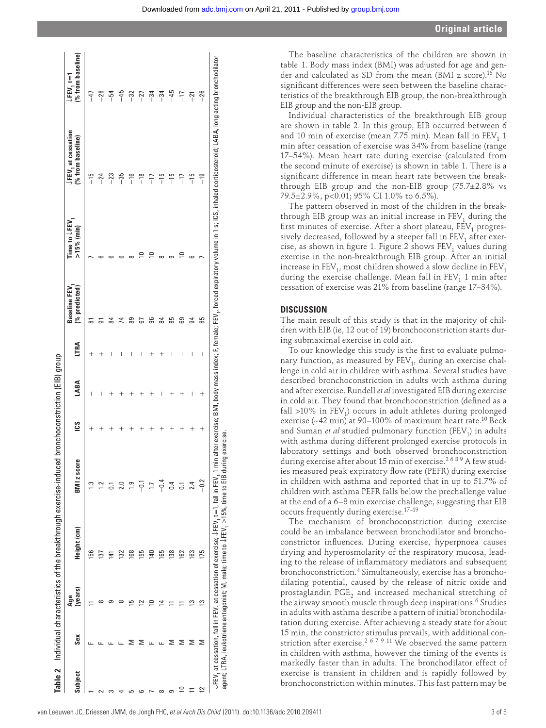**Table 2** Individual characteristics of the breakthrough exercise-induced bronchoconstriction (EIB) group

| Subject | Sex | Age (years) | Height (cm) | BMI z score | ICS | LABA | LTRA | Baseline $FEV_1$ (% predicted) | Time to ↓$FEV_1$ >15% (min) | ↓$FEV_1$ at cessation (% from baseline) | ↓$FEV_1$ t=1 (% from baseline) |
|---|---|---|---|---|---|---|---|---|---|---|---|
| 1 | F | 11 | 156 | 1.3 | + | – | + | 81 | 7 | −15 | −47 |
| 2 | F | 8 | 137 | 1.2 | + | – | + | 91 | 6 | −24 | −28 |
| 3 | F | 9 | 141 | 0.1 | + | + | – | 84 | 6 | −23 | −54 |
| 4 | F | 8 | 132 | 2.0 | + | + | – | 74 | 6 | −35 | −45 |
| 5 | M | 15 | 168 | 1.9 | + | + | – | 89 | 8 | −16 | −32 |
| 6 | M | 12 | 155 | −0.1 | + | + | – | 67 | 10 | −18 | −27 |
| 7 | F | 10 | 140 | 1.7 | + | + | + | 96 | 10 | −17 | −34 |
| 8 | F | 14 | 165 | −0.4 | + | – | + | 84 | 8 | −15 | −34 |
| 9 | M | 11 | 138 | 0.4 | + | + | – | 85 | 9 | −15 | −45 |
| 10 | M | 11 | 162 | 0.1 | + | + | – | 69 | 10 | −17 | −17 |
| 11 | M | 13 | 163 | 2.4 | + | – | – | 94 | 6 | −15 | −21 |
| 12 | M | 13 | 175 | −0.2 | + | + | – | 85 | 7 | −19 | −26 |

↓$FEV_1$ at cessation, fall in $FEV_1$ at cessation of exercise; ↓$FEV_1$ t=1, fall in $FEV_1$ 1 min after exercise; BMI, body mass index; F, female; $FEV_1$, forced expiratory volume in 1 s; ICS, inhaled corticosteroid; LABA, long acting bronchodilator agent; LTRA, leukotriene antagonist; M, male; time to ↓$FEV_1$ >15%, time to EIB during exercise.

The baseline characteristics of the children are shown in table 1. Body mass index (BMI) was adjusted for age and gender and calculated as SD from the mean (BMI z score).[16] No significant differences were seen between the baseline characteristics of the breakthrough EIB group, the non-breakthrough EIB group and the non-EIB group.

Individual characteristics of the breakthrough EIB group are shown in table 2. In this group, EIB occurred between 6 and 10 min of exercise (mean 7.75 min). Mean fall in $FEV_1$ 1 min after cessation of exercise was 34% from baseline (range 17–54%). Mean heart rate during exercise (calculated from the second minute of exercise) is shown in table 1. There is a significant difference in mean heart rate between the breakthrough EIB group and the non-EIB group (75.7±2.8% vs 79.5±2.9%, p<0.01; 95% CI 1.0% to 6.5%).

The pattern observed in most of the children in the breakthrough EIB group was an initial increase in $FEV_1$ during the first minutes of exercise. After a short plateau, $FEV_1$ progressively decreased, followed by a steeper fall in $FEV_1$ after exercise, as shown in figure 1. Figure 2 shows $FEV_1$ values during exercise in the non-breakthrough EIB group. After an initial increase in $FEV_1$, most children showed a slow decline in $FEV_1$ during the exercise challenge. Mean fall in $FEV_1$ 1 min after cessation of exercise was 21% from baseline (range 17–34%).

## DISCUSSION

The main result of this study is that in the majority of children with EIB (ie, 12 out of 19) bronchoconstriction starts during submaximal exercise in cold air.

To our knowledge this study is the first to evaluate pulmonary function, as measured by $FEV_1$, during an exercise challenge in cold air in children with asthma. Several studies have described bronchoconstriction in adults with asthma during and after exercise. Rundell *et al* investigated EIB during exercise in cold air. They found that bronchoconstriction (defined as a fall >10% in $FEV_1$) occurs in adult athletes during prolonged exercise (~42 min) at 90–100% of maximum heart rate.[10] Beck and Suman *et al* studied pulmonary function ($FEV_1$) in adults with asthma during different prolonged exercise protocols in laboratory settings and both observed bronchoconstriction during exercise after about 15 min of exercise.[2 6 8 9] A few studies measured peak expiratory flow rate (PEFR) during exercise in children with asthma and reported that in up to 51.7% of children with asthma PEFR falls below the prechallenge value at the end of a 6–8 min exercise challenge, suggesting that EIB occurs frequently during exercise.[17–19]

The mechanism of bronchoconstriction during exercise could be an imbalance between bronchodilator and bronchoconstrictor influences. During exercise, hyperpnoea causes drying and hyperosmolarity of the respiratory mucosa, leading to the release of inflammatory mediators and subsequent bronchoconstriction.[4] Simultaneously, exercise has a bronchodilating potential, caused by the release of nitric oxide and prostaglandin $PGE_2$ and increased mechanical stretching of the airway smooth muscle through deep inspirations.[6] Studies in adults with asthma describe a pattern of initial bronchodilatation during exercise. After achieving a steady state for about 15 min, the constrictor stimulus prevails, with additional constriction after exercise.[2 6 7 9 11] We observed the same pattern in children with asthma, however the timing of the events is markedly faster than in adults. The bronchodilator effect of exercise is transient in children and is rapidly followed by bronchoconstriction within minutes. This fast pattern may be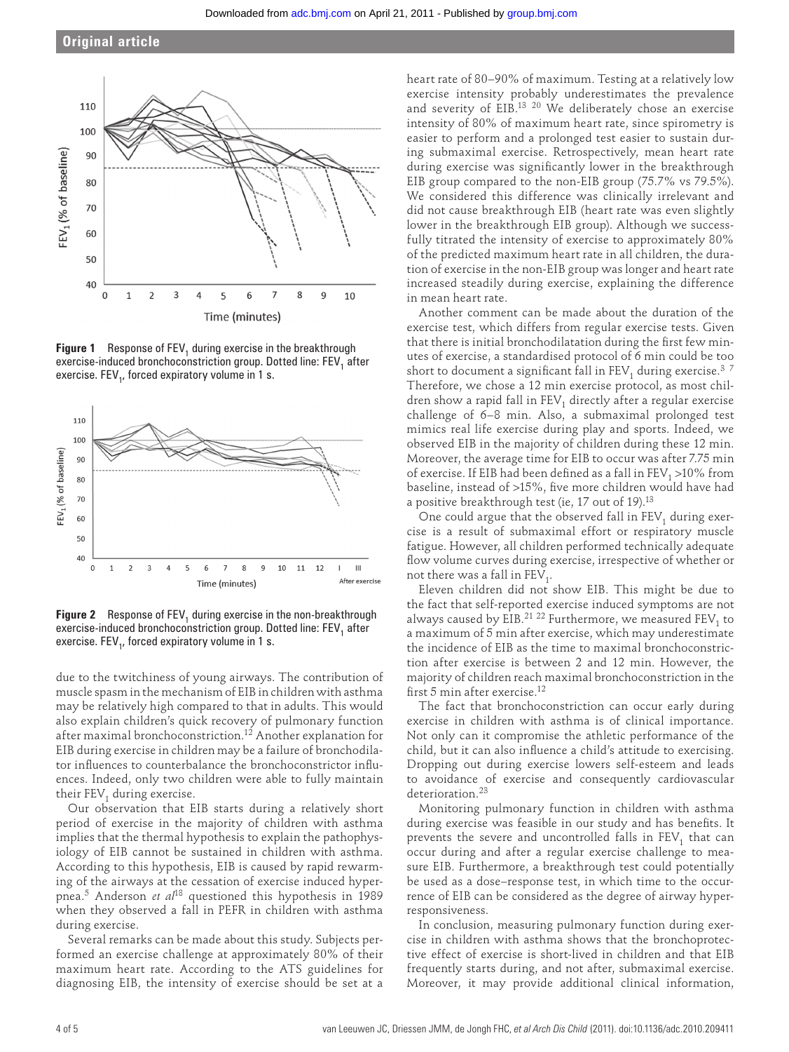**Figure 1** Response of $FEV_1$ during exercise in the breakthrough exercise-induced bronchoconstriction group. Dotted line: $FEV_1$ after exercise. $FEV_1$, forced expiratory volume in 1 s.

**Figure 2** Response of $FEV_1$ during exercise in the non-breakthrough exercise-induced bronchoconstriction group. Dotted line: $FEV_1$ after exercise. $FEV_1$, forced expiratory volume in 1 s.

due to the twitchiness of young airways. The contribution of muscle spasm in the mechanism of EIB in children with asthma may be relatively high compared to that in adults. This would also explain children's quick recovery of pulmonary function after maximal bronchoconstriction.[12] Another explanation for EIB during exercise in children may be a failure of bronchodilator influences to counterbalance the bronchoconstrictor influences. Indeed, only two children were able to fully maintain their $FEV_1$ during exercise.

Our observation that EIB starts during a relatively short period of exercise in the majority of children with asthma implies that the thermal hypothesis to explain the pathophysiology of EIB cannot be sustained in children with asthma. According to this hypothesis, EIB is caused by rapid rewarming of the airways at the cessation of exercise induced hyperpnea.[5] Anderson *et al*[18] questioned this hypothesis in 1989 when they observed a fall in PEFR in children with asthma during exercise.

Several remarks can be made about this study. Subjects performed an exercise challenge at approximately 80% of their maximum heart rate. According to the ATS guidelines for diagnosing EIB, the intensity of exercise should be set at a heart rate of 80–90% of maximum. Testing at a relatively low exercise intensity probably underestimates the prevalence and severity of EIB.[13 20] We deliberately chose an exercise intensity of 80% of maximum heart rate, since spirometry is easier to perform and a prolonged test easier to sustain during submaximal exercise. Retrospectively, mean heart rate during exercise was significantly lower in the breakthrough EIB group compared to the non-EIB group (75.7% vs 79.5%). We considered this difference was clinically irrelevant and did not cause breakthrough EIB (heart rate was even slightly lower in the breakthrough EIB group). Although we successfully titrated the intensity of exercise to approximately 80% of the predicted maximum heart rate in all children, the duration of exercise in the non-EIB group was longer and heart rate increased steadily during exercise, explaining the difference in mean heart rate.

Another comment can be made about the duration of the exercise test, which differs from regular exercise tests. Given that there is initial bronchodilatation during the first few minutes of exercise, a standardised protocol of 6 min could be too short to document a significant fall in $FEV_1$ during exercise.[3 7] Therefore, we chose a 12 min exercise protocol, as most children show a rapid fall in $FEV_1$ directly after a regular exercise challenge of 6–8 min. Also, a submaximal prolonged test mimics real life exercise during play and sports. Indeed, we observed EIB in the majority of children during these 12 min. Moreover, the average time for EIB to occur was after 7.75 min of exercise. If EIB had been defined as a fall in $FEV_1$ >10% from baseline, instead of >15%, five more children would have had a positive breakthrough test (ie, 17 out of 19).[13]

One could argue that the observed fall in $FEV_1$ during exercise is a result of submaximal effort or respiratory muscle fatigue. However, all children performed technically adequate flow volume curves during exercise, irrespective of whether or not there was a fall in $FEV_1$.

Eleven children did not show EIB. This might be due to the fact that self-reported exercise induced symptoms are not always caused by EIB.[21 22] Furthermore, we measured $FEV_1$ to a maximum of 5 min after exercise, which may underestimate the incidence of EIB as the time to maximal bronchoconstriction after exercise is between 2 and 12 min. However, the majority of children reach maximal bronchoconstriction in the first 5 min after exercise.[12]

The fact that bronchoconstriction can occur early during exercise in children with asthma is of clinical importance. Not only can it compromise the athletic performance of the child, but it can also influence a child's attitude to exercising. Dropping out during exercise lowers self-esteem and leads to avoidance of exercise and consequently cardiovascular deterioration.[23]

Monitoring pulmonary function in children with asthma during exercise was feasible in our study and has benefits. It prevents the severe and uncontrolled falls in $FEV_1$ that can occur during and after a regular exercise challenge to measure EIB. Furthermore, a breakthrough test could potentially be used as a dose–response test, in which time to the occurrence of EIB can be considered as the degree of airway hyperresponsiveness.

In conclusion, measuring pulmonary function during exercise in children with asthma shows that the bronchoprotective effect of exercise is short-lived in children and that EIB frequently starts during, and not after, submaximal exercise. Moreover, it may provide additional clinical information,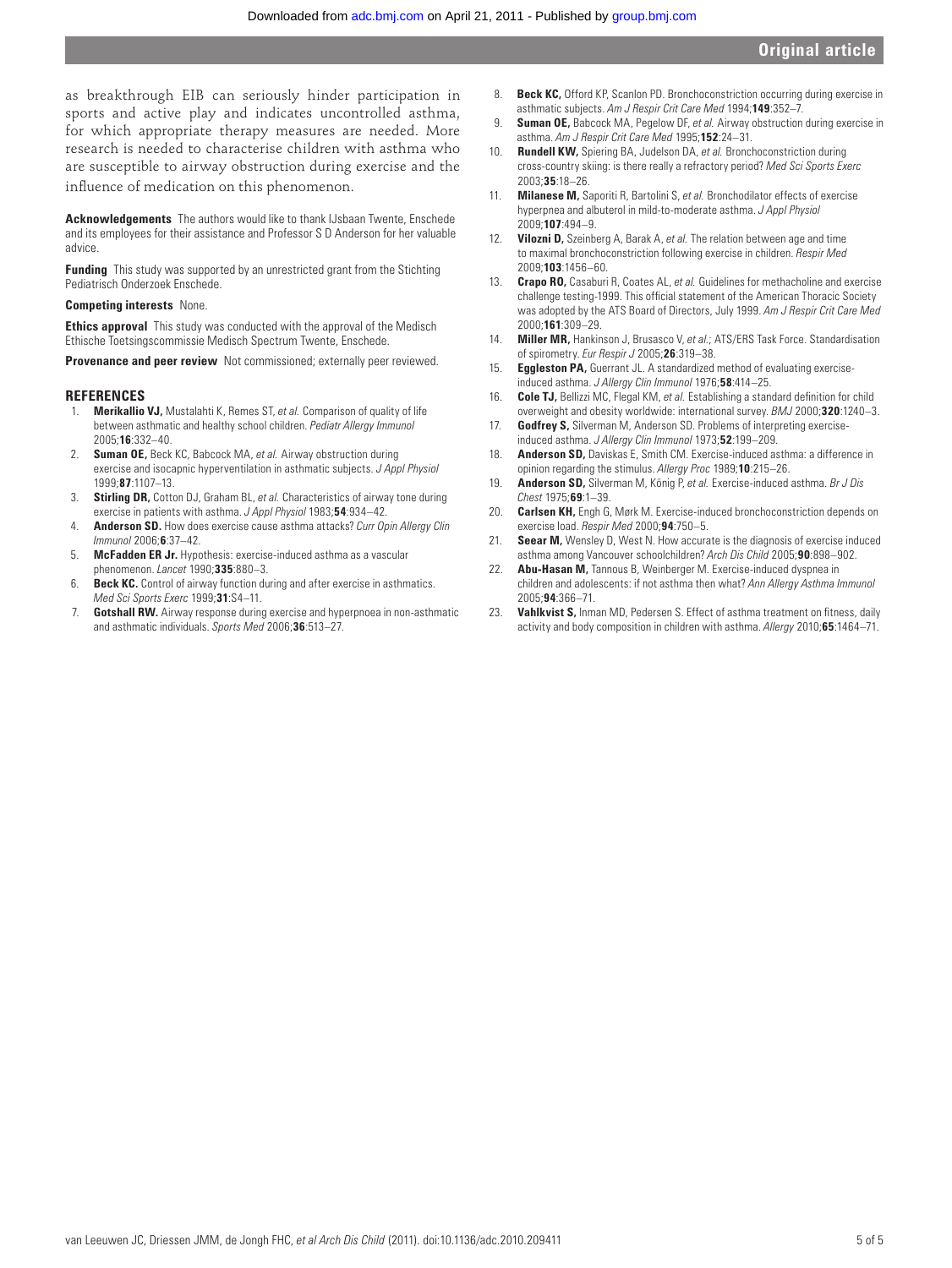as breakthrough EIB can seriously hinder participation in sports and active play and indicates uncontrolled asthma, for which appropriate therapy measures are needed. More research is needed to characterise children with asthma who are susceptible to airway obstruction during exercise and the influence of medication on this phenomenon.

**Acknowledgements** The authors would like to thank IJsbaan Twente, Enschede and its employees for their assistance and Professor S D Anderson for her valuable advice.

**Funding** This study was supported by an unrestricted grant from the Stichting Pediatrisch Onderzoek Enschede.

**Competing interests** None.

**Ethics approval** This study was conducted with the approval of the Medisch Ethische Toetsingscommissie Medisch Spectrum Twente, Enschede.

**Provenance and peer review** Not commissioned; externally peer reviewed.

## REFERENCES

1. **Merikallio VJ,** Mustalahti K, Remes ST, *et al.* Comparison of quality of life between asthmatic and healthy school children. *Pediatr Allergy Immunol* 2005;**16**:332–40.
2. **Suman OE,** Beck KC, Babcock MA, *et al.* Airway obstruction during exercise and isocapnic hyperventilation in asthmatic subjects. *J Appl Physiol* 1999;**87**:1107–13.
3. **Stirling DR,** Cotton DJ, Graham BL, *et al.* Characteristics of airway tone during exercise in patients with asthma. *J Appl Physiol* 1983;**54**:934–42.
4. **Anderson SD.** How does exercise cause asthma attacks? *Curr Opin Allergy Clin Immunol* 2006;**6**:37–42.
5. **McFadden ER Jr.** Hypothesis: exercise-induced asthma as a vascular phenomenon. *Lancet* 1990;**335**:880–3.
6. **Beck KC.** Control of airway function during and after exercise in asthmatics. *Med Sci Sports Exerc* 1999;**31**:S4–11.
7. **Gotshall RW.** Airway response during exercise and hyperpnoea in non-asthmatic and asthmatic individuals. *Sports Med* 2006;**36**:513–27.
8. **Beck KC,** Offord KP, Scanlon PD. Bronchoconstriction occurring during exercise in asthmatic subjects. *Am J Respir Crit Care Med* 1994;**149**:352–7.
9. **Suman OE,** Babcock MA, Pegelow DF, *et al.* Airway obstruction during exercise in asthma. *Am J Respir Crit Care Med* 1995;**152**:24–31.
10. **Rundell KW,** Spiering BA, Judelson DA, *et al.* Bronchoconstriction during cross-country skiing: is there really a refractory period? *Med Sci Sports Exerc* 2003;**35**:18–26.
11. **Milanese M,** Saporiti R, Bartolini S, *et al.* Bronchodilator effects of exercise hyperpnea and albuterol in mild-to-moderate asthma. *J Appl Physiol* 2009;**107**:494–9.
12. **Vilozni D,** Szeinberg A, Barak A, *et al.* The relation between age and time to maximal bronchoconstriction following exercise in children. *Respir Med* 2009;**103**:1456–60.
13. **Crapo RO,** Casaburi R, Coates AL, *et al.* Guidelines for methacholine and exercise challenge testing-1999. This official statement of the American Thoracic Society was adopted by the ATS Board of Directors, July 1999. *Am J Respir Crit Care Med* 2000;**161**:309–29.
14. **Miller MR,** Hankinson J, Brusasco V, *et al.*; ATS/ERS Task Force. Standardisation of spirometry. *Eur Respir J* 2005;**26**:319–38.
15. **Eggleston PA,** Guerrant JL. A standardized method of evaluating exercise-induced asthma. *J Allergy Clin Immunol* 1976;**58**:414–25.
16. **Cole TJ,** Bellizzi MC, Flegal KM, *et al.* Establishing a standard definition for child overweight and obesity worldwide: international survey. *BMJ* 2000;**320**:1240–3.
17. **Godfrey S,** Silverman M, Anderson SD. Problems of interpreting exercise-induced asthma. *J Allergy Clin Immunol* 1973;**52**:199–209.
18. **Anderson SD,** Daviskas E, Smith CM. Exercise-induced asthma: a difference in opinion regarding the stimulus. *Allergy Proc* 1989;**10**:215–26.
19. **Anderson SD,** Silverman M, König P, *et al.* Exercise-induced asthma. *Br J Dis Chest* 1975;**69**:1–39.
20. **Carlsen KH,** Engh G, Mørk M. Exercise-induced bronchoconstriction depends on exercise load. *Respir Med* 2000;**94**:750–5.
21. **Seear M,** Wensley D, West N. How accurate is the diagnosis of exercise induced asthma among Vancouver schoolchildren? *Arch Dis Child* 2005;**90**:898–902.
22. **Abu-Hasan M,** Tannous B, Weinberger M. Exercise-induced dyspnea in children and adolescents: if not asthma then what? *Ann Allergy Asthma Immunol* 2005;**94**:366–71.
23. **Vahlkvist S,** Inman MD, Pedersen S. Effect of asthma treatment on fitness, daily activity and body composition in children with asthma. *Allergy* 2010;**65**:1464–71.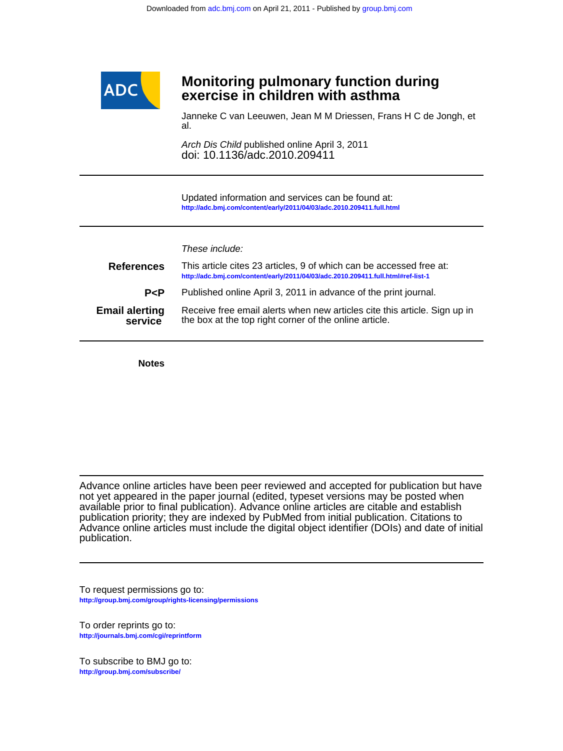# Monitoring pulmonary function during exercise in children with asthma

Janneke C van Leeuwen, Jean M M Driessen, Frans H C de Jongh, et al.

*Arch Dis Child* published online April 3, 2011
doi: 10.1136/adc.2010.209411

Updated information and services can be found at:
http://adc.bmj.com/content/early/2011/04/03/adc.2010.209411.full.html

*These include:*

| | |
|---|---|
| **References** | This article cites 23 articles, 9 of which can be accessed free at: http://adc.bmj.com/content/early/2011/04/03/adc.2010.209411.full.html#ref-list-1 |
| **P<P** | Published online April 3, 2011 in advance of the print journal. |
| **Email alerting service** | Receive free email alerts when new articles cite this article. Sign up in the box at the top right corner of the online article. |

**Notes**

Advance online articles have been peer reviewed and accepted for publication but have not yet appeared in the paper journal (edited, typeset versions may be posted when available prior to final publication). Advance online articles are citable and establish publication priority; they are indexed by PubMed from initial publication. Citations to Advance online articles must include the digital object identifier (DOIs) and date of initial publication.

To request permissions go to:
http://group.bmj.com/group/rights-licensing/permissions

To order reprints go to:
http://journals.bmj.com/cgi/reprintform

To subscribe to BMJ go to:
http://group.bmj.com/subscribe/